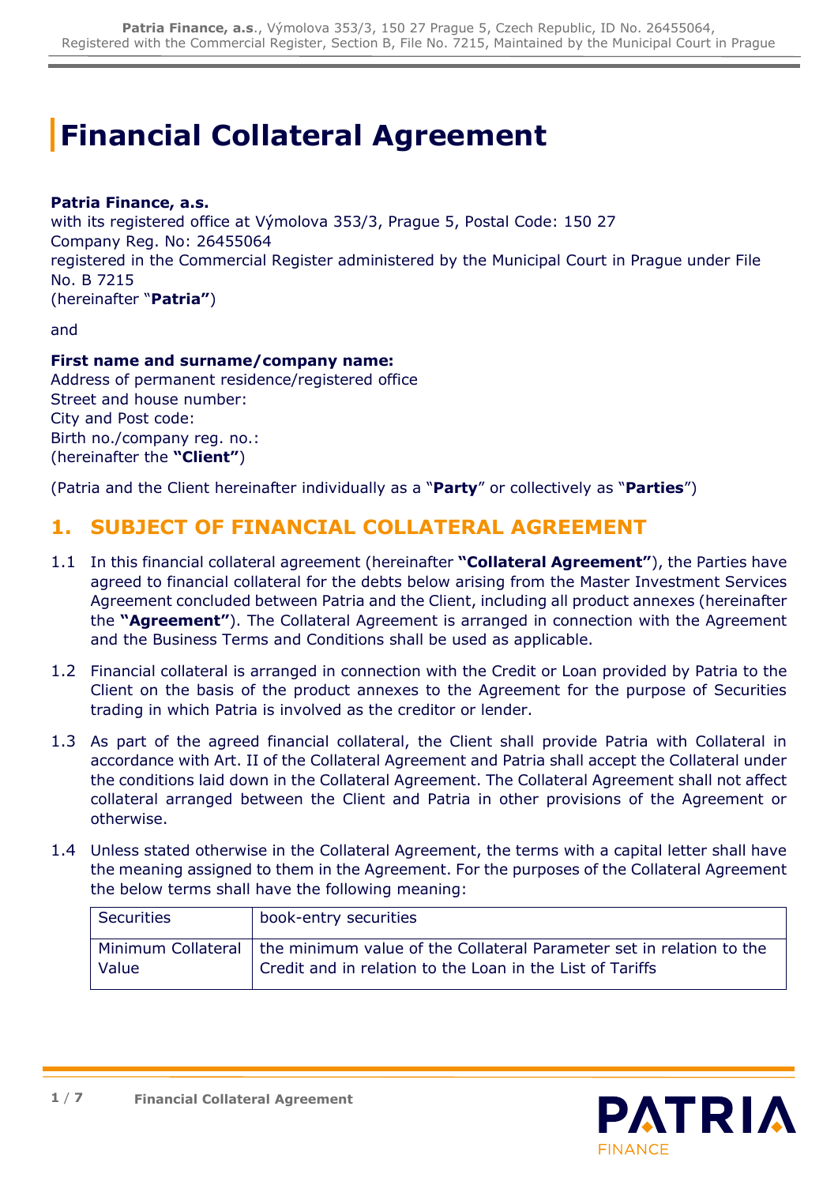# Financial Collateral Agreement

**Patria Finance, a.s.**
with its registered office at Výmolova 353/3, Prague 5, Postal Code: 150 27
Company Reg. No: 26455064
registered in the Commercial Register administered by the Municipal Court in Prague under File No. B 7215
(hereinafter "**Patria"**)

and

**First name and surname/company name:**
Address of permanent residence/registered office
Street and house number:
City and Post code:
Birth no./company reg. no.:
(hereinafter the **"Client"**)

(Patria and the Client hereinafter individually as a "**Party**" or collectively as "**Parties**")

## 1. SUBJECT OF FINANCIAL COLLATERAL AGREEMENT

1.1 In this financial collateral agreement (hereinafter **"Collateral Agreement"**), the Parties have agreed to financial collateral for the debts below arising from the Master Investment Services Agreement concluded between Patria and the Client, including all product annexes (hereinafter the **"Agreement"**). The Collateral Agreement is arranged in connection with the Agreement and the Business Terms and Conditions shall be used as applicable.

1.2 Financial collateral is arranged in connection with the Credit or Loan provided by Patria to the Client on the basis of the product annexes to the Agreement for the purpose of Securities trading in which Patria is involved as the creditor or lender.

1.3 As part of the agreed financial collateral, the Client shall provide Patria with Collateral in accordance with Art. II of the Collateral Agreement and Patria shall accept the Collateral under the conditions laid down in the Collateral Agreement. The Collateral Agreement shall not affect collateral arranged between the Client and Patria in other provisions of the Agreement or otherwise.

1.4 Unless stated otherwise in the Collateral Agreement, the terms with a capital letter shall have the meaning assigned to them in the Agreement. For the purposes of the Collateral Agreement the below terms shall have the following meaning:

| | |
|---|---|
| Securities | book-entry securities |
| Minimum Collateral Value | the minimum value of the Collateral Parameter set in relation to the Credit and in relation to the Loan in the List of Tariffs |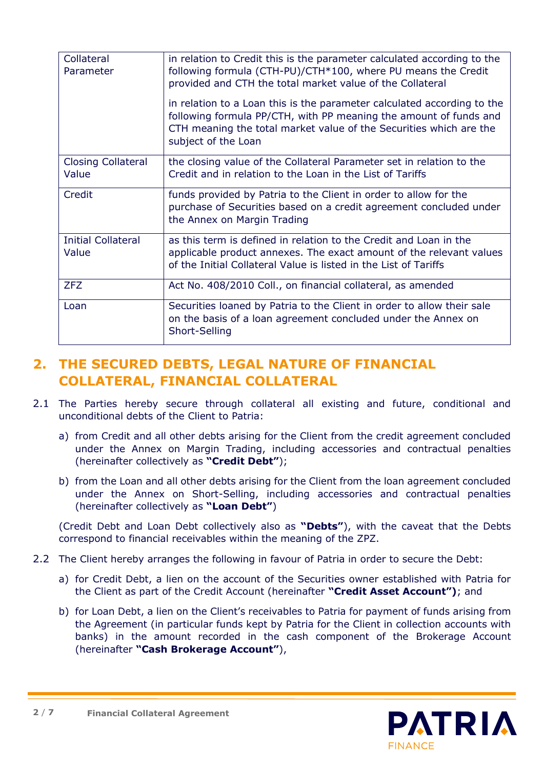| | |
|---|---|
| Collateral Parameter | in relation to Credit this is the parameter calculated according to the following formula (CTH-PU)/CTH*100, where PU means the Credit provided and CTH the total market value of the Collateral<br><br>in relation to a Loan this is the parameter calculated according to the following formula PP/CTH, with PP meaning the amount of funds and CTH meaning the total market value of the Securities which are the subject of the Loan |
| Closing Collateral Value | the closing value of the Collateral Parameter set in relation to the Credit and in relation to the Loan in the List of Tariffs |
| Credit | funds provided by Patria to the Client in order to allow for the purchase of Securities based on a credit agreement concluded under the Annex on Margin Trading |
| Initial Collateral Value | as this term is defined in relation to the Credit and Loan in the applicable product annexes. The exact amount of the relevant values of the Initial Collateral Value is listed in the List of Tariffs |
| ZFZ | Act No. 408/2010 Coll., on financial collateral, as amended |
| Loan | Securities loaned by Patria to the Client in order to allow their sale on the basis of a loan agreement concluded under the Annex on Short-Selling |

## 2. THE SECURED DEBTS, LEGAL NATURE OF FINANCIAL COLLATERAL, FINANCIAL COLLATERAL

2.1 The Parties hereby secure through collateral all existing and future, conditional and unconditional debts of the Client to Patria:

a) from Credit and all other debts arising for the Client from the credit agreement concluded under the Annex on Margin Trading, including accessories and contractual penalties (hereinafter collectively as **"Credit Debt"**);

b) from the Loan and all other debts arising for the Client from the loan agreement concluded under the Annex on Short-Selling, including accessories and contractual penalties (hereinafter collectively as **"Loan Debt"**)

(Credit Debt and Loan Debt collectively also as **"Debts"**), with the caveat that the Debts correspond to financial receivables within the meaning of the ZPZ.

2.2 The Client hereby arranges the following in favour of Patria in order to secure the Debt:

a) for Credit Debt, a lien on the account of the Securities owner established with Patria for the Client as part of the Credit Account (hereinafter **"Credit Asset Account")**; and

b) for Loan Debt, a lien on the Client's receivables to Patria for payment of funds arising from the Agreement (in particular funds kept by Patria for the Client in collection accounts with banks) in the amount recorded in the cash component of the Brokerage Account (hereinafter **"Cash Brokerage Account"**),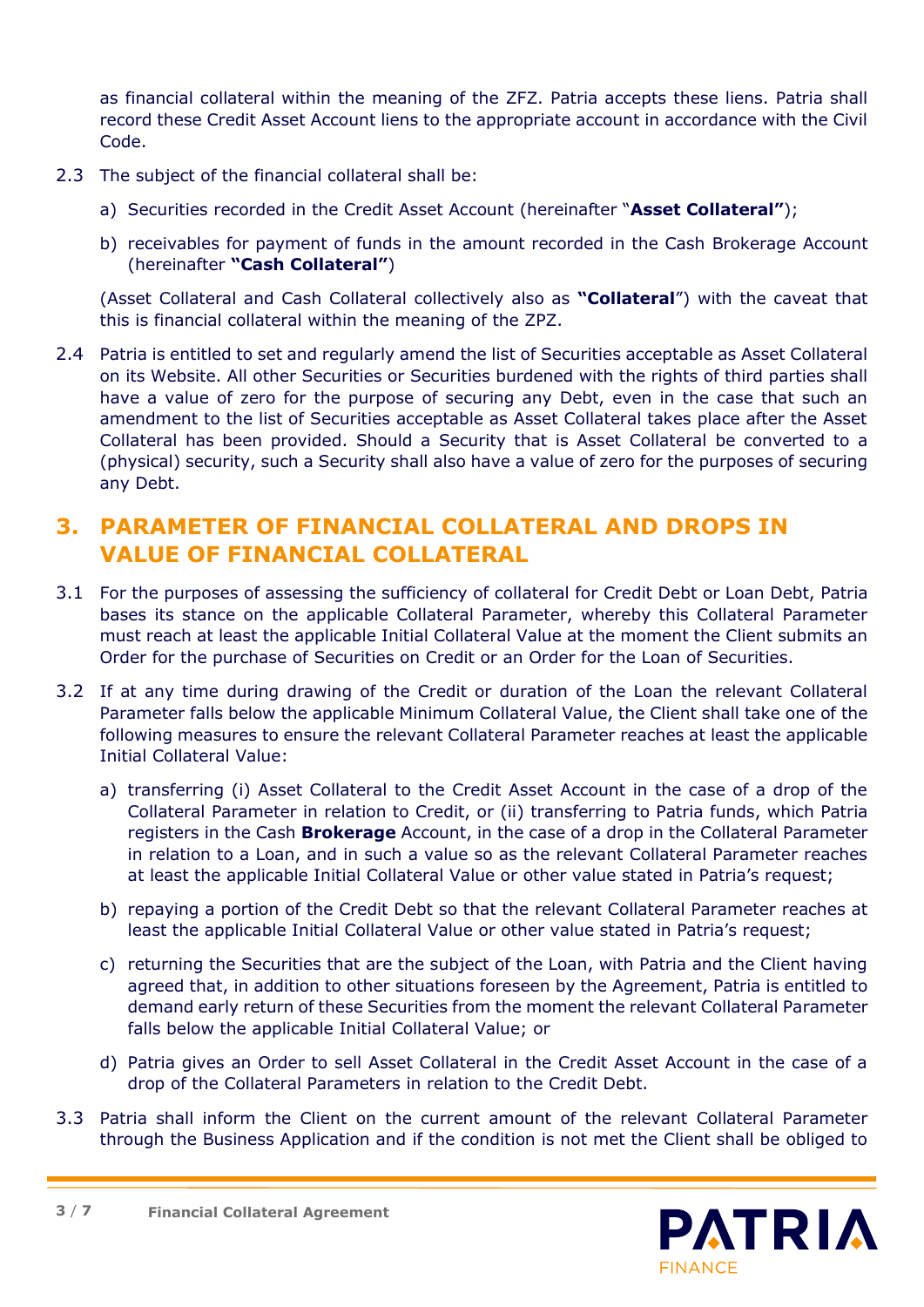as financial collateral within the meaning of the ZFZ. Patria accepts these liens. Patria shall record these Credit Asset Account liens to the appropriate account in accordance with the Civil Code.

2.3 The subject of the financial collateral shall be:

a) Securities recorded in the Credit Asset Account (hereinafter "**Asset Collateral"**);

b) receivables for payment of funds in the amount recorded in the Cash Brokerage Account (hereinafter **"Cash Collateral"**)

(Asset Collateral and Cash Collateral collectively also as **"Collateral**") with the caveat that this is financial collateral within the meaning of the ZPZ.

2.4 Patria is entitled to set and regularly amend the list of Securities acceptable as Asset Collateral on its Website. All other Securities or Securities burdened with the rights of third parties shall have a value of zero for the purpose of securing any Debt, even in the case that such an amendment to the list of Securities acceptable as Asset Collateral takes place after the Asset Collateral has been provided. Should a Security that is Asset Collateral be converted to a (physical) security, such a Security shall also have a value of zero for the purposes of securing any Debt.

## 3. PARAMETER OF FINANCIAL COLLATERAL AND DROPS IN VALUE OF FINANCIAL COLLATERAL

3.1 For the purposes of assessing the sufficiency of collateral for Credit Debt or Loan Debt, Patria bases its stance on the applicable Collateral Parameter, whereby this Collateral Parameter must reach at least the applicable Initial Collateral Value at the moment the Client submits an Order for the purchase of Securities on Credit or an Order for the Loan of Securities.

3.2 If at any time during drawing of the Credit or duration of the Loan the relevant Collateral Parameter falls below the applicable Minimum Collateral Value, the Client shall take one of the following measures to ensure the relevant Collateral Parameter reaches at least the applicable Initial Collateral Value:

a) transferring (i) Asset Collateral to the Credit Asset Account in the case of a drop of the Collateral Parameter in relation to Credit, or (ii) transferring to Patria funds, which Patria registers in the Cash **Brokerage** Account, in the case of a drop in the Collateral Parameter in relation to a Loan, and in such a value so as the relevant Collateral Parameter reaches at least the applicable Initial Collateral Value or other value stated in Patria's request;

b) repaying a portion of the Credit Debt so that the relevant Collateral Parameter reaches at least the applicable Initial Collateral Value or other value stated in Patria's request;

c) returning the Securities that are the subject of the Loan, with Patria and the Client having agreed that, in addition to other situations foreseen by the Agreement, Patria is entitled to demand early return of these Securities from the moment the relevant Collateral Parameter falls below the applicable Initial Collateral Value; or

d) Patria gives an Order to sell Asset Collateral in the Credit Asset Account in the case of a drop of the Collateral Parameters in relation to the Credit Debt.

3.3 Patria shall inform the Client on the current amount of the relevant Collateral Parameter through the Business Application and if the condition is not met the Client shall be obliged to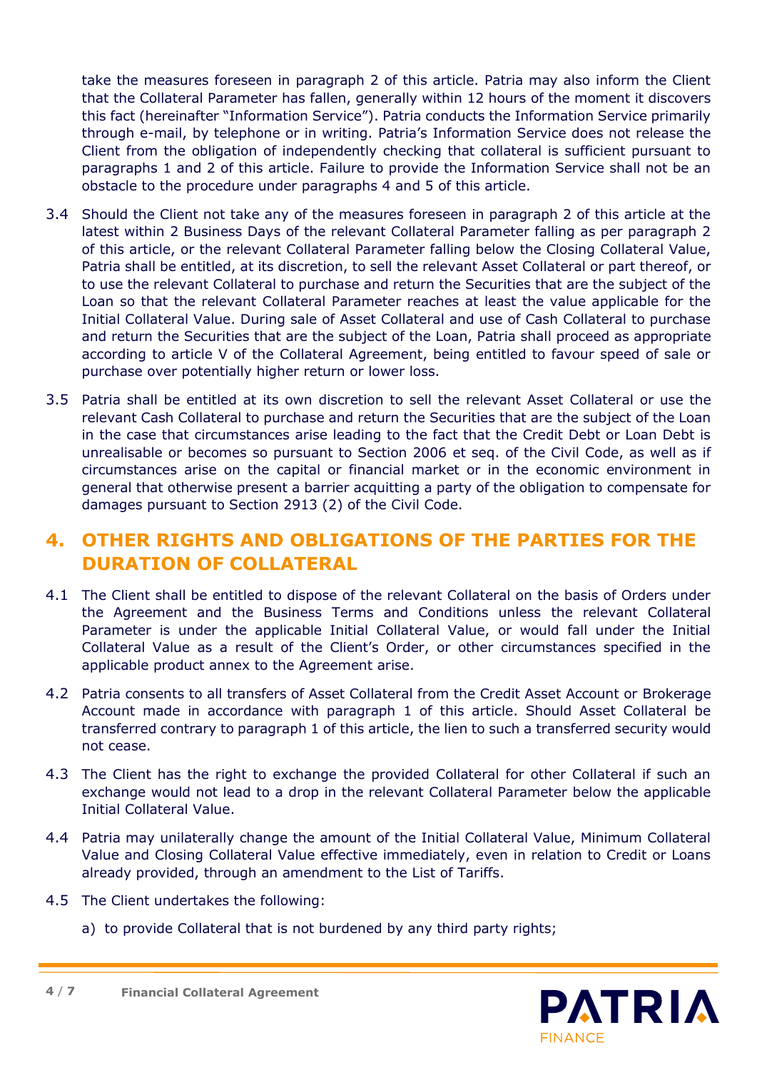take the measures foreseen in paragraph 2 of this article. Patria may also inform the Client that the Collateral Parameter has fallen, generally within 12 hours of the moment it discovers this fact (hereinafter "Information Service"). Patria conducts the Information Service primarily through e-mail, by telephone or in writing. Patria's Information Service does not release the Client from the obligation of independently checking that collateral is sufficient pursuant to paragraphs 1 and 2 of this article. Failure to provide the Information Service shall not be an obstacle to the procedure under paragraphs 4 and 5 of this article.

3.4 Should the Client not take any of the measures foreseen in paragraph 2 of this article at the latest within 2 Business Days of the relevant Collateral Parameter falling as per paragraph 2 of this article, or the relevant Collateral Parameter falling below the Closing Collateral Value, Patria shall be entitled, at its discretion, to sell the relevant Asset Collateral or part thereof, or to use the relevant Collateral to purchase and return the Securities that are the subject of the Loan so that the relevant Collateral Parameter reaches at least the value applicable for the Initial Collateral Value. During sale of Asset Collateral and use of Cash Collateral to purchase and return the Securities that are the subject of the Loan, Patria shall proceed as appropriate according to article V of the Collateral Agreement, being entitled to favour speed of sale or purchase over potentially higher return or lower loss.

3.5 Patria shall be entitled at its own discretion to sell the relevant Asset Collateral or use the relevant Cash Collateral to purchase and return the Securities that are the subject of the Loan in the case that circumstances arise leading to the fact that the Credit Debt or Loan Debt is unrealisable or becomes so pursuant to Section 2006 et seq. of the Civil Code, as well as if circumstances arise on the capital or financial market or in the economic environment in general that otherwise present a barrier acquitting a party of the obligation to compensate for damages pursuant to Section 2913 (2) of the Civil Code.

## 4. OTHER RIGHTS AND OBLIGATIONS OF THE PARTIES FOR THE DURATION OF COLLATERAL

4.1 The Client shall be entitled to dispose of the relevant Collateral on the basis of Orders under the Agreement and the Business Terms and Conditions unless the relevant Collateral Parameter is under the applicable Initial Collateral Value, or would fall under the Initial Collateral Value as a result of the Client's Order, or other circumstances specified in the applicable product annex to the Agreement arise.

4.2 Patria consents to all transfers of Asset Collateral from the Credit Asset Account or Brokerage Account made in accordance with paragraph 1 of this article. Should Asset Collateral be transferred contrary to paragraph 1 of this article, the lien to such a transferred security would not cease.

4.3 The Client has the right to exchange the provided Collateral for other Collateral if such an exchange would not lead to a drop in the relevant Collateral Parameter below the applicable Initial Collateral Value.

4.4 Patria may unilaterally change the amount of the Initial Collateral Value, Minimum Collateral Value and Closing Collateral Value effective immediately, even in relation to Credit or Loans already provided, through an amendment to the List of Tariffs.

4.5 The Client undertakes the following:

a) to provide Collateral that is not burdened by any third party rights;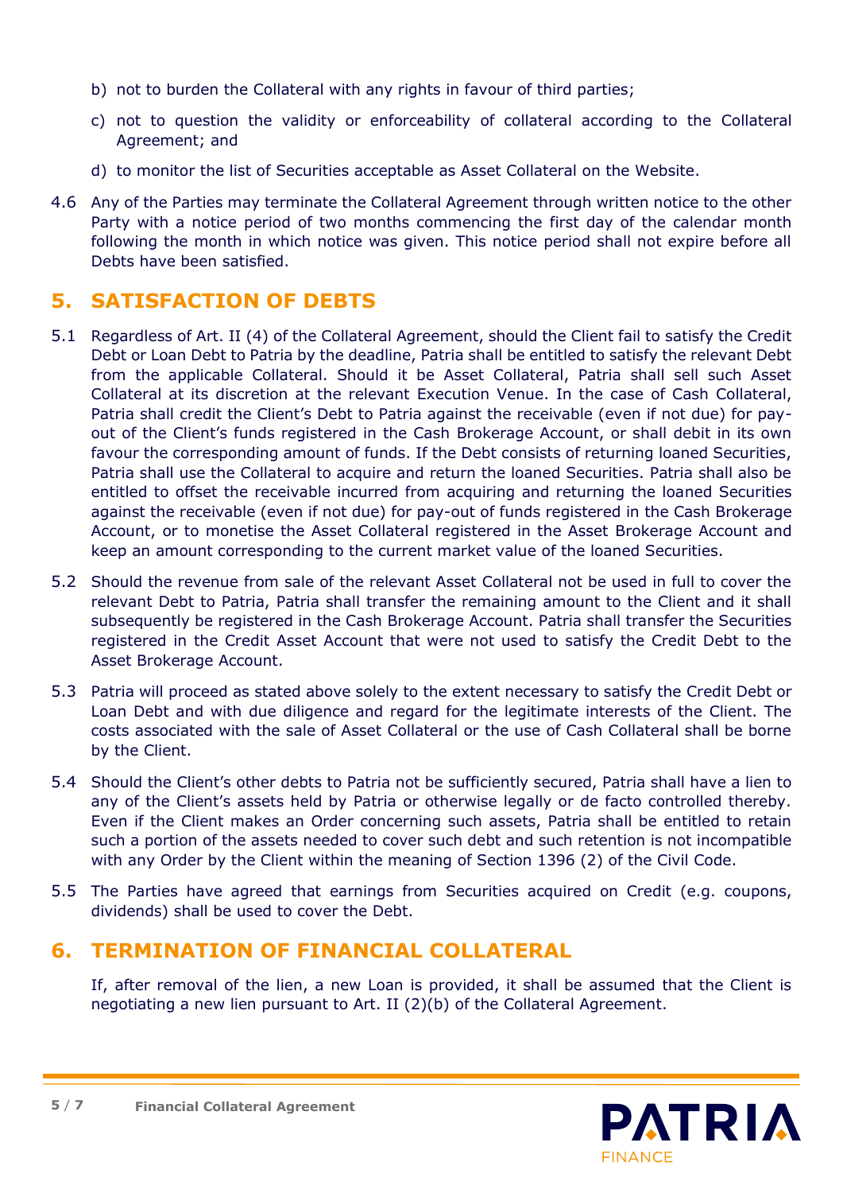b) not to burden the Collateral with any rights in favour of third parties;

c) not to question the validity or enforceability of collateral according to the Collateral Agreement; and

d) to monitor the list of Securities acceptable as Asset Collateral on the Website.

4.6 Any of the Parties may terminate the Collateral Agreement through written notice to the other Party with a notice period of two months commencing the first day of the calendar month following the month in which notice was given. This notice period shall not expire before all Debts have been satisfied.

## 5. SATISFACTION OF DEBTS

5.1 Regardless of Art. II (4) of the Collateral Agreement, should the Client fail to satisfy the Credit Debt or Loan Debt to Patria by the deadline, Patria shall be entitled to satisfy the relevant Debt from the applicable Collateral. Should it be Asset Collateral, Patria shall sell such Asset Collateral at its discretion at the relevant Execution Venue. In the case of Cash Collateral, Patria shall credit the Client's Debt to Patria against the receivable (even if not due) for pay-out of the Client's funds registered in the Cash Brokerage Account, or shall debit in its own favour the corresponding amount of funds. If the Debt consists of returning loaned Securities, Patria shall use the Collateral to acquire and return the loaned Securities. Patria shall also be entitled to offset the receivable incurred from acquiring and returning the loaned Securities against the receivable (even if not due) for pay-out of funds registered in the Cash Brokerage Account, or to monetise the Asset Collateral registered in the Asset Brokerage Account and keep an amount corresponding to the current market value of the loaned Securities.

5.2 Should the revenue from sale of the relevant Asset Collateral not be used in full to cover the relevant Debt to Patria, Patria shall transfer the remaining amount to the Client and it shall subsequently be registered in the Cash Brokerage Account. Patria shall transfer the Securities registered in the Credit Asset Account that were not used to satisfy the Credit Debt to the Asset Brokerage Account.

5.3 Patria will proceed as stated above solely to the extent necessary to satisfy the Credit Debt or Loan Debt and with due diligence and regard for the legitimate interests of the Client. The costs associated with the sale of Asset Collateral or the use of Cash Collateral shall be borne by the Client.

5.4 Should the Client's other debts to Patria not be sufficiently secured, Patria shall have a lien to any of the Client's assets held by Patria or otherwise legally or de facto controlled thereby. Even if the Client makes an Order concerning such assets, Patria shall be entitled to retain such a portion of the assets needed to cover such debt and such retention is not incompatible with any Order by the Client within the meaning of Section 1396 (2) of the Civil Code.

5.5 The Parties have agreed that earnings from Securities acquired on Credit (e.g. coupons, dividends) shall be used to cover the Debt.

## 6. TERMINATION OF FINANCIAL COLLATERAL

If, after removal of the lien, a new Loan is provided, it shall be assumed that the Client is negotiating a new lien pursuant to Art. II (2)(b) of the Collateral Agreement.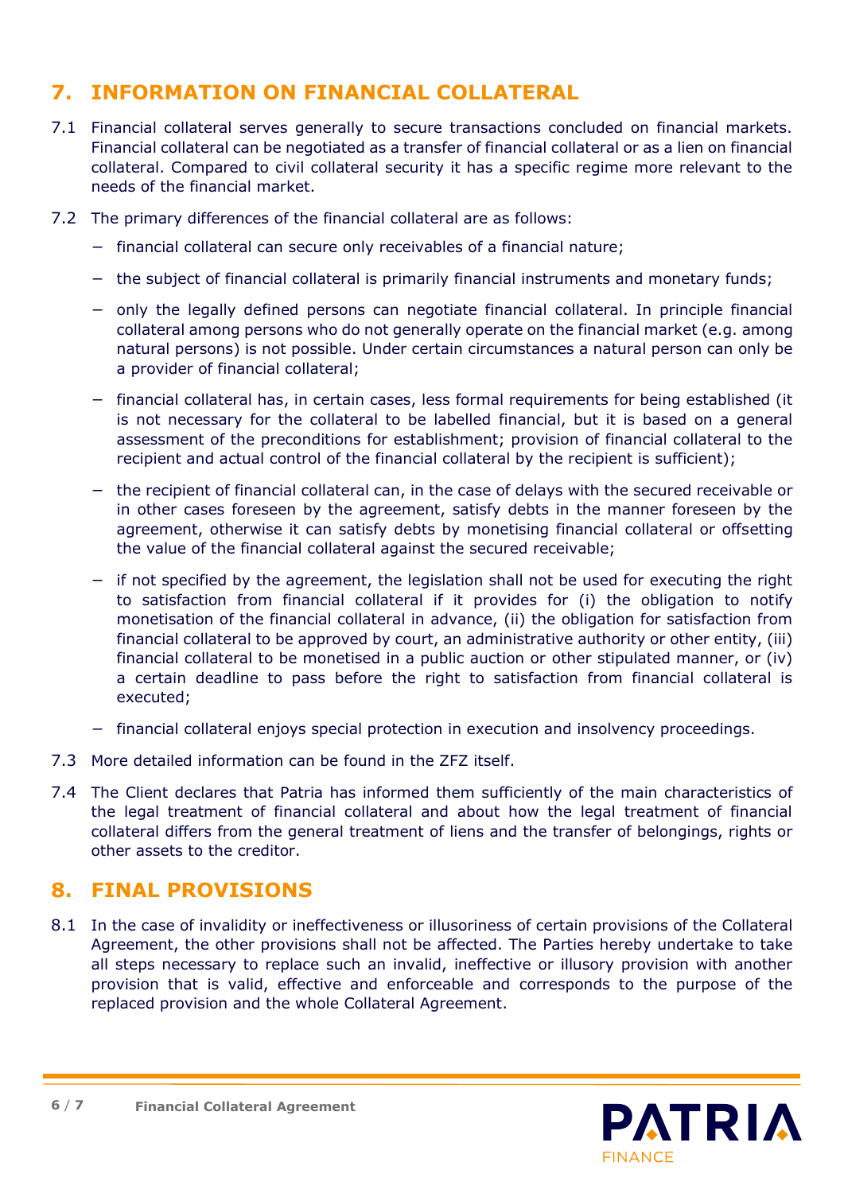## 7. INFORMATION ON FINANCIAL COLLATERAL

7.1 Financial collateral serves generally to secure transactions concluded on financial markets. Financial collateral can be negotiated as a transfer of financial collateral or as a lien on financial collateral. Compared to civil collateral security it has a specific regime more relevant to the needs of the financial market.

7.2 The primary differences of the financial collateral are as follows:

- financial collateral can secure only receivables of a financial nature;
- the subject of financial collateral is primarily financial instruments and monetary funds;
- only the legally defined persons can negotiate financial collateral. In principle financial collateral among persons who do not generally operate on the financial market (e.g. among natural persons) is not possible. Under certain circumstances a natural person can only be a provider of financial collateral;
- financial collateral has, in certain cases, less formal requirements for being established (it is not necessary for the collateral to be labelled financial, but it is based on a general assessment of the preconditions for establishment; provision of financial collateral to the recipient and actual control of the financial collateral by the recipient is sufficient);
- the recipient of financial collateral can, in the case of delays with the secured receivable or in other cases foreseen by the agreement, satisfy debts in the manner foreseen by the agreement, otherwise it can satisfy debts by monetising financial collateral or offsetting the value of the financial collateral against the secured receivable;
- if not specified by the agreement, the legislation shall not be used for executing the right to satisfaction from financial collateral if it provides for (i) the obligation to notify monetisation of the financial collateral in advance, (ii) the obligation for satisfaction from financial collateral to be approved by court, an administrative authority or other entity, (iii) financial collateral to be monetised in a public auction or other stipulated manner, or (iv) a certain deadline to pass before the right to satisfaction from financial collateral is executed;
- financial collateral enjoys special protection in execution and insolvency proceedings.

7.3 More detailed information can be found in the ZFZ itself.

7.4 The Client declares that Patria has informed them sufficiently of the main characteristics of the legal treatment of financial collateral and about how the legal treatment of financial collateral differs from the general treatment of liens and the transfer of belongings, rights or other assets to the creditor.

## 8. FINAL PROVISIONS

8.1 In the case of invalidity or ineffectiveness or illusoriness of certain provisions of the Collateral Agreement, the other provisions shall not be affected. The Parties hereby undertake to take all steps necessary to replace such an invalid, ineffective or illusory provision with another provision that is valid, effective and enforceable and corresponds to the purpose of the replaced provision and the whole Collateral Agreement.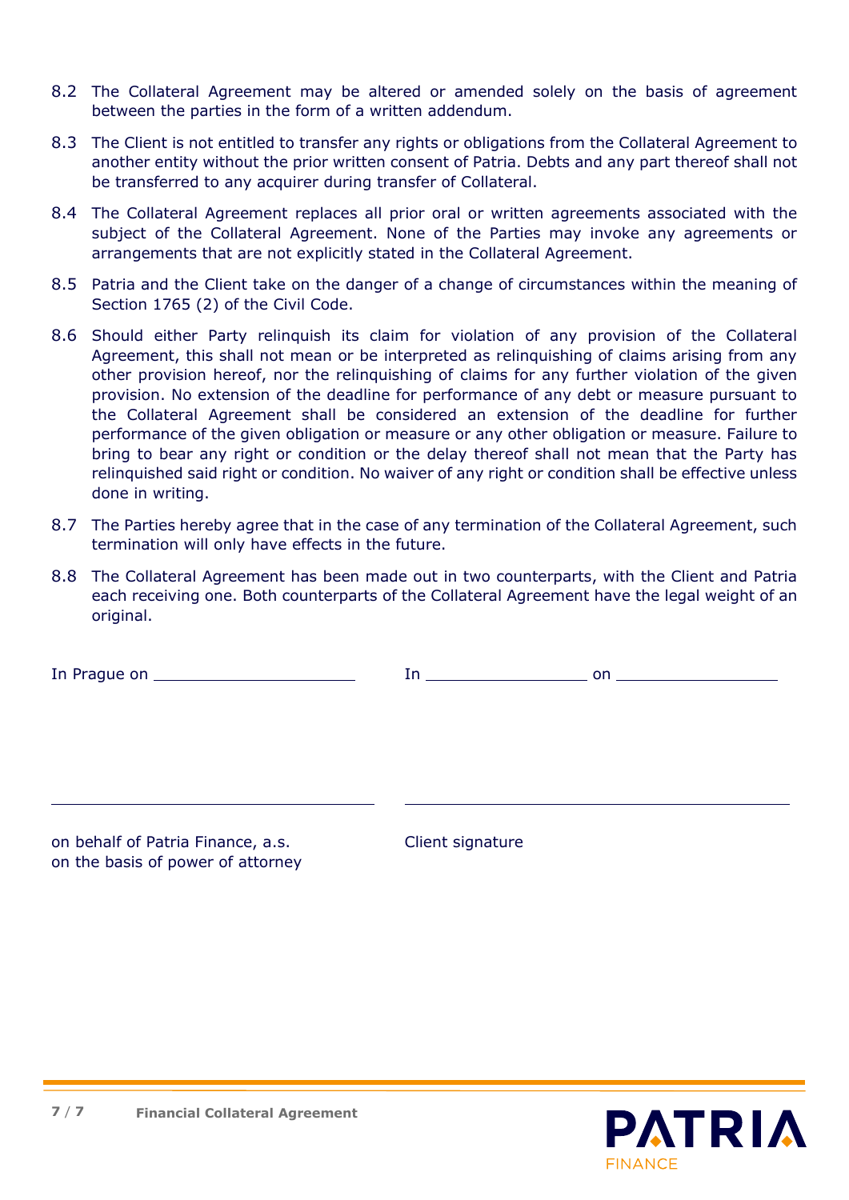8.2 The Collateral Agreement may be altered or amended solely on the basis of agreement between the parties in the form of a written addendum.

8.3 The Client is not entitled to transfer any rights or obligations from the Collateral Agreement to another entity without the prior written consent of Patria. Debts and any part thereof shall not be transferred to any acquirer during transfer of Collateral.

8.4 The Collateral Agreement replaces all prior oral or written agreements associated with the subject of the Collateral Agreement. None of the Parties may invoke any agreements or arrangements that are not explicitly stated in the Collateral Agreement.

8.5 Patria and the Client take on the danger of a change of circumstances within the meaning of Section 1765 (2) of the Civil Code.

8.6 Should either Party relinquish its claim for violation of any provision of the Collateral Agreement, this shall not mean or be interpreted as relinquishing of claims arising from any other provision hereof, nor the relinquishing of claims for any further violation of the given provision. No extension of the deadline for performance of any debt or measure pursuant to the Collateral Agreement shall be considered an extension of the deadline for further performance of the given obligation or measure or any other obligation or measure. Failure to bring to bear any right or condition or the delay thereof shall not mean that the Party has relinquished said right or condition. No waiver of any right or condition shall be effective unless done in writing.

8.7 The Parties hereby agree that in the case of any termination of the Collateral Agreement, such termination will only have effects in the future.

8.8 The Collateral Agreement has been made out in two counterparts, with the Client and Patria each receiving one. Both counterparts of the Collateral Agreement have the legal weight of an original.

In Prague on ____________________

In ________________ on ________________

______________________________

on behalf of Patria Finance, a.s.
on the basis of power of attorney

______________________________

Client signature